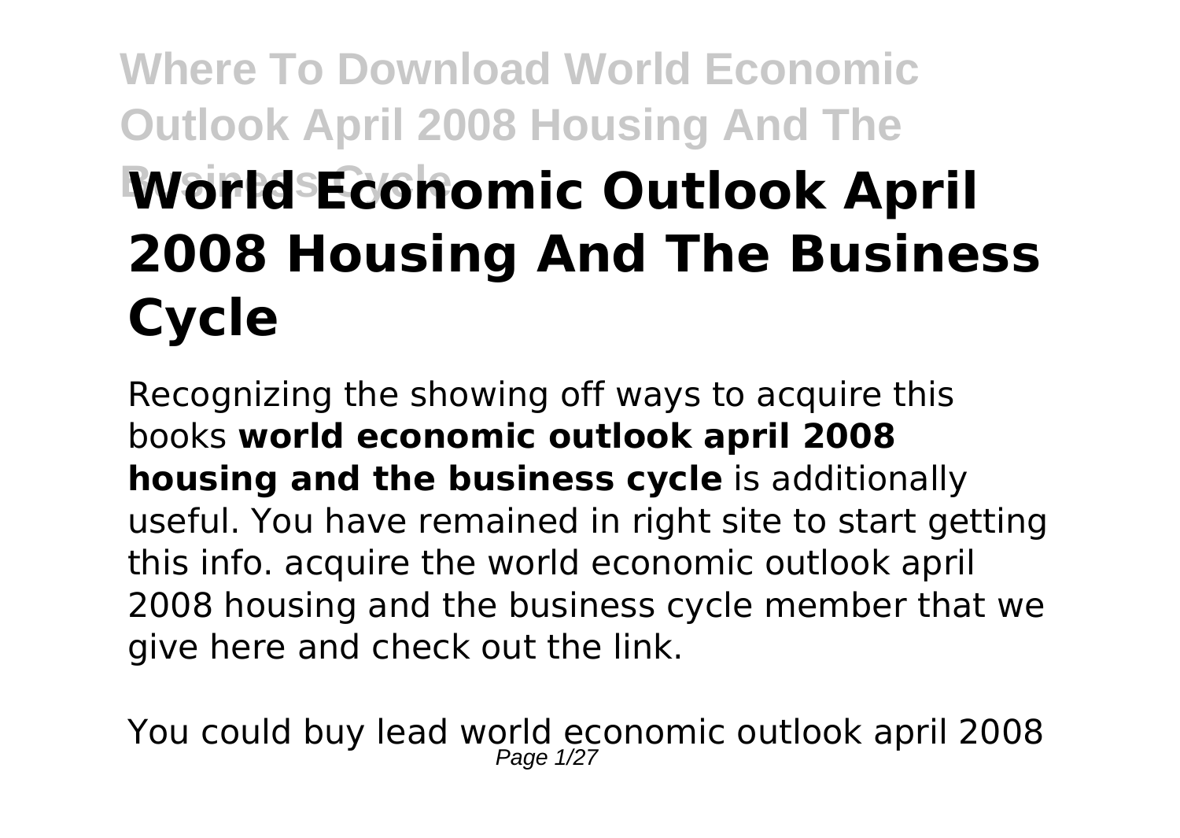# Where To Download World Economic Outlook April 2008 Housing And The Business Cycle

# World Economic Outlook April 2008 Housing And The Business Cycle

Recognizing the showing off ways to acquire this books **world economic outlook april 2008 housing and the business cycle** is additionally useful. You have remained in right site to start getting this info. acquire the world economic outlook april 2008 housing and the business cycle member that we give here and check out the link.

You could buy lead world economic outlook april 2008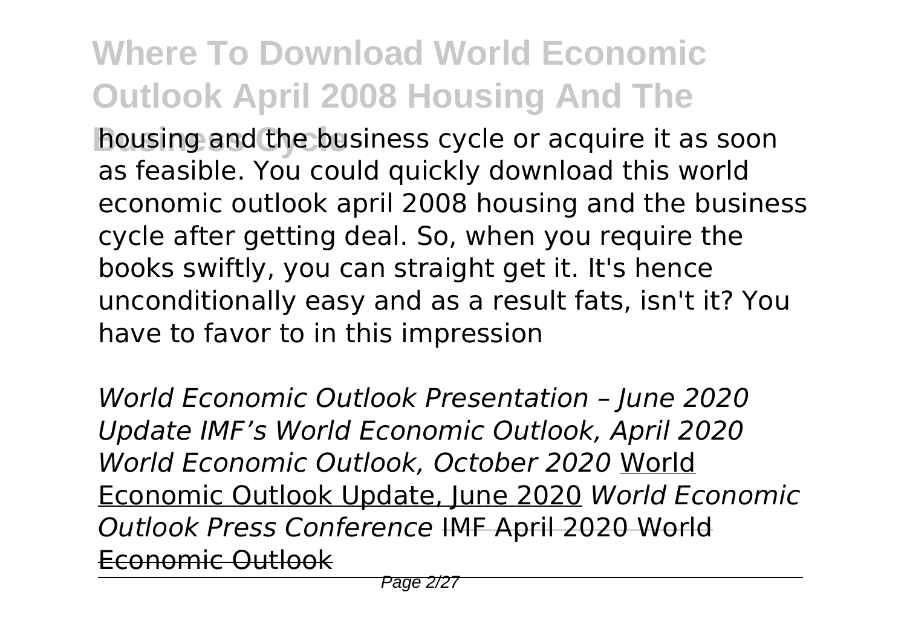housing and the business cycle or acquire it as soon as feasible. You could quickly download this world economic outlook april 2008 housing and the business cycle after getting deal. So, when you require the books swiftly, you can straight get it. It's hence unconditionally easy and as a result fats, isn't it? You have to favor to in this impression

*World Economic Outlook Presentation – June 2020 Update IMF's World Economic Outlook, April 2020 World Economic Outlook, October 2020* World Economic Outlook Update, June 2020 *World Economic Outlook Press Conference* ~~IMF April 2020 World Economic Outlook~~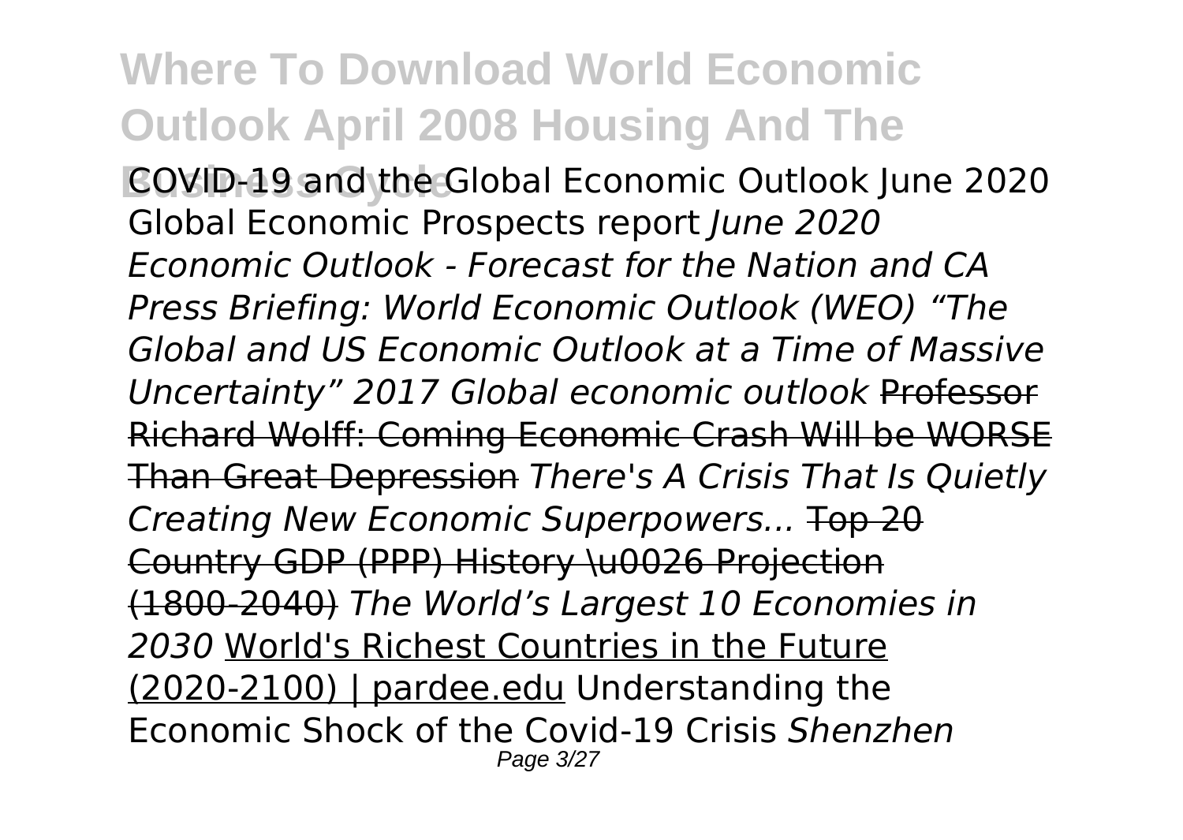COVID-19 and the Global Economic Outlook June 2020 Global Economic Prospects report *June 2020 Economic Outlook - Forecast for the Nation and CA Press Briefing: World Economic Outlook (WEO) “The Global and US Economic Outlook at a Time of Massive Uncertainty” 2017 Global economic outlook* Professor Richard Wolff: Coming Economic Crash Will be WORSE Than Great Depression *There's A Crisis That Is Quietly Creating New Economic Superpowers...* Top 20 Country GDP (PPP) History \u0026 Projection (1800-2040) *The World’s Largest 10 Economies in 2030* World's Richest Countries in the Future (2020-2100) | pardee.edu Understanding the Economic Shock of the Covid-19 Crisis *Shenzhen*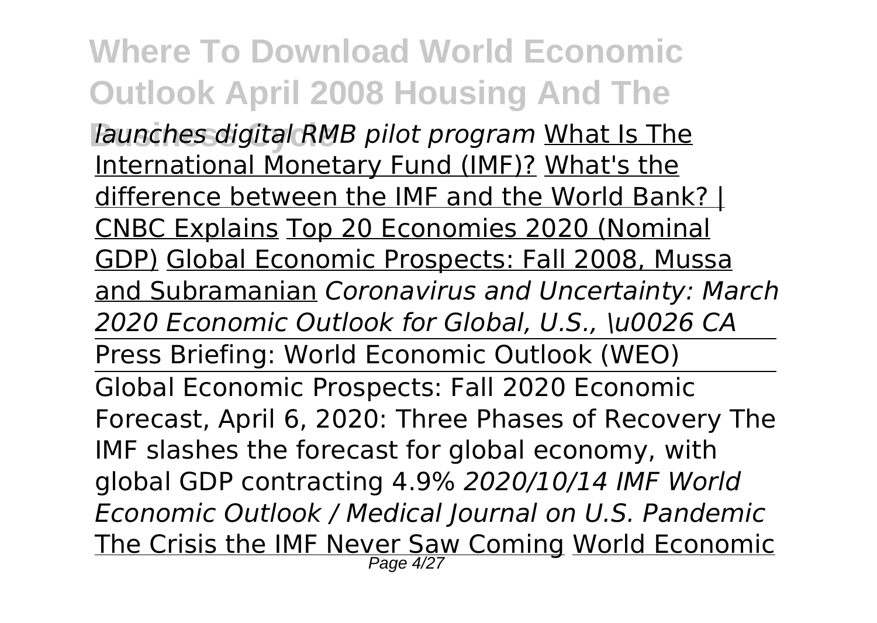*launches digital RMB pilot program* What Is The International Monetary Fund (IMF)? What's the difference between the IMF and the World Bank? | CNBC Explains Top 20 Economies 2020 (Nominal GDP) Global Economic Prospects: Fall 2008, Mussa and Subramanian *Coronavirus and Uncertainty: March 2020 Economic Outlook for Global, U.S., \u0026 CA*

Press Briefing: World Economic Outlook (WEO)

Global Economic Prospects: Fall 2020 Economic Forecast, April 6, 2020: Three Phases of Recovery The IMF slashes the forecast for global economy, with global GDP contracting 4.9% *2020/10/14 IMF World Economic Outlook / Medical Journal on U.S. Pandemic* The Crisis the IMF Never Saw Coming World Economic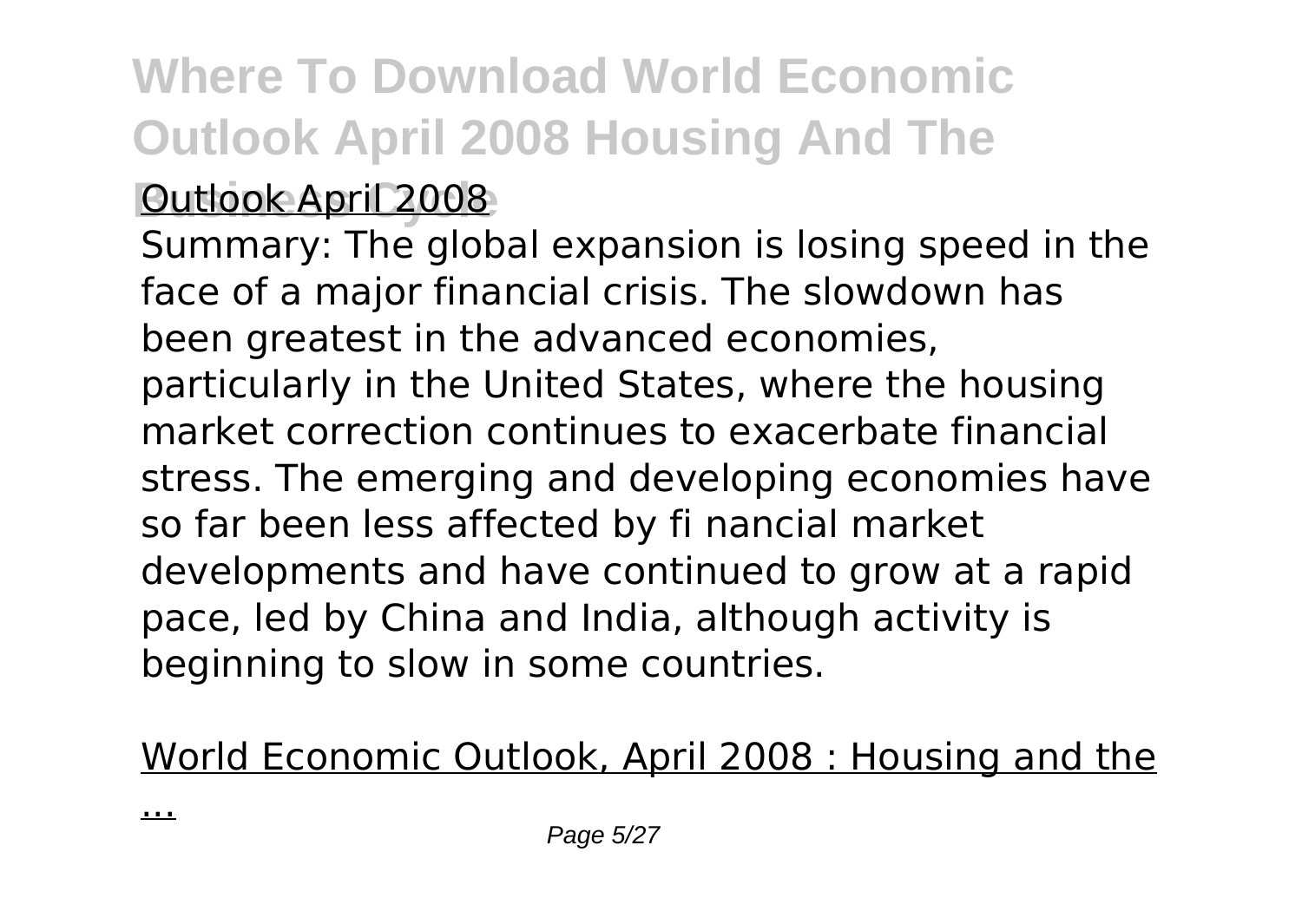Outlook April 2008

Summary: The global expansion is losing speed in the face of a major financial crisis. The slowdown has been greatest in the advanced economies, particularly in the United States, where the housing market correction continues to exacerbate financial stress. The emerging and developing economies have so far been less affected by fi nancial market developments and have continued to grow at a rapid pace, led by China and India, although activity is beginning to slow in some countries.

World Economic Outlook, April 2008 : Housing and the ...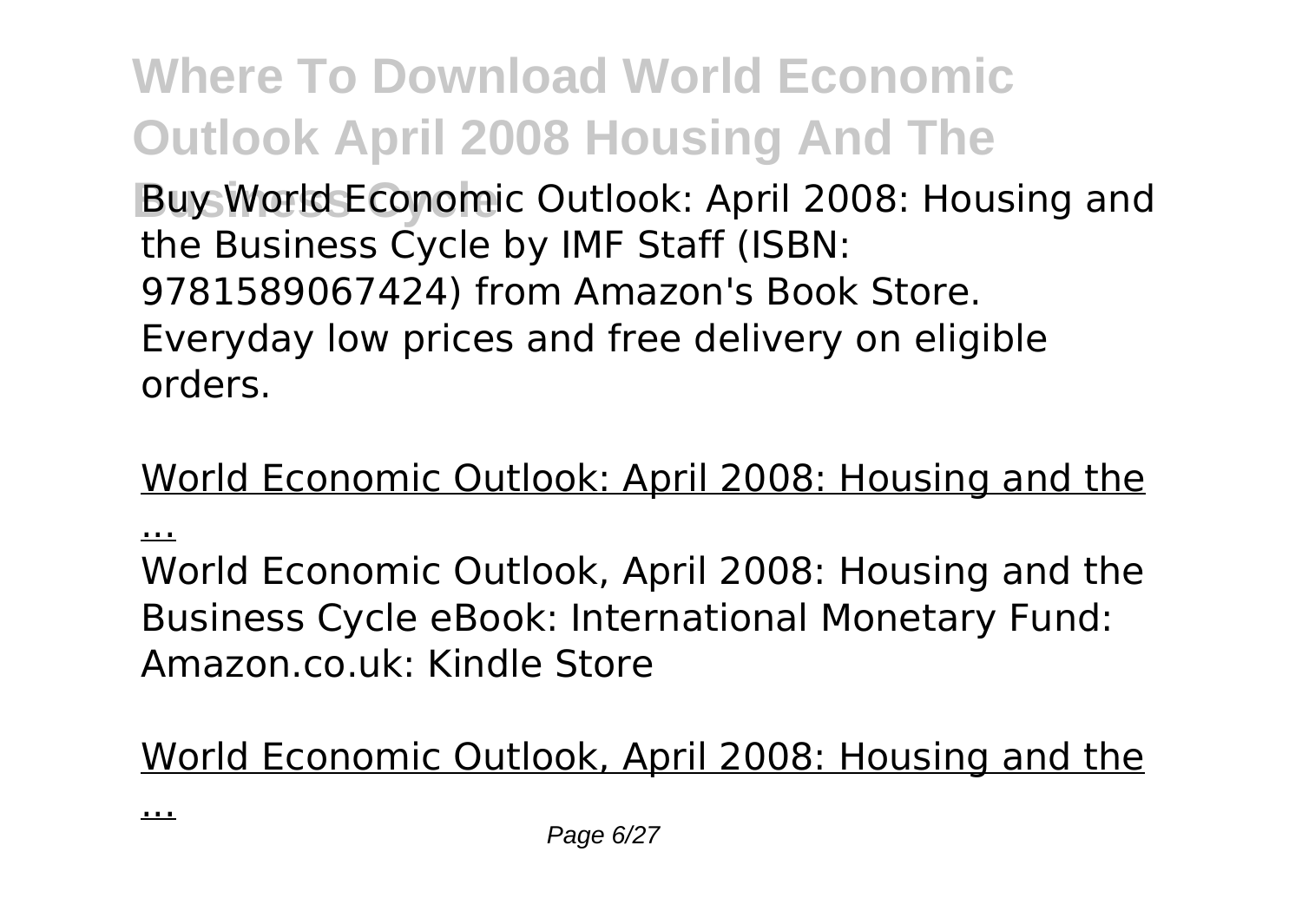Buy World Economic Outlook: April 2008: Housing and the Business Cycle by IMF Staff (ISBN: 9781589067424) from Amazon's Book Store. Everyday low prices and free delivery on eligible orders.

World Economic Outlook: April 2008: Housing and the ...

World Economic Outlook, April 2008: Housing and the Business Cycle eBook: International Monetary Fund: Amazon.co.uk: Kindle Store

World Economic Outlook, April 2008: Housing and the ...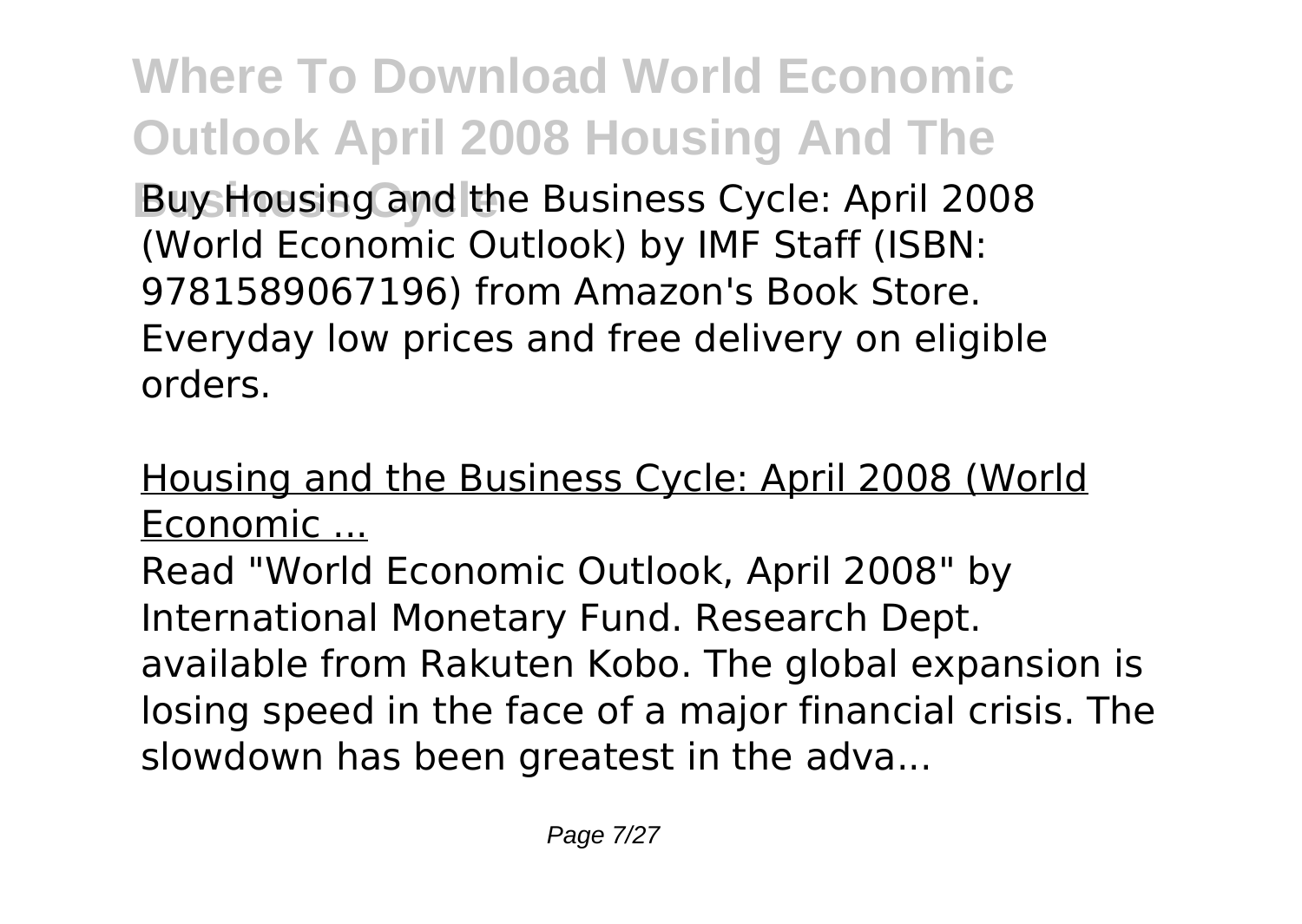Buy Housing and the Business Cycle: April 2008 (World Economic Outlook) by IMF Staff (ISBN: 9781589067196) from Amazon's Book Store. Everyday low prices and free delivery on eligible orders.

Housing and the Business Cycle: April 2008 (World Economic ...

Read "World Economic Outlook, April 2008" by International Monetary Fund. Research Dept. available from Rakuten Kobo. The global expansion is losing speed in the face of a major financial crisis. The slowdown has been greatest in the adva...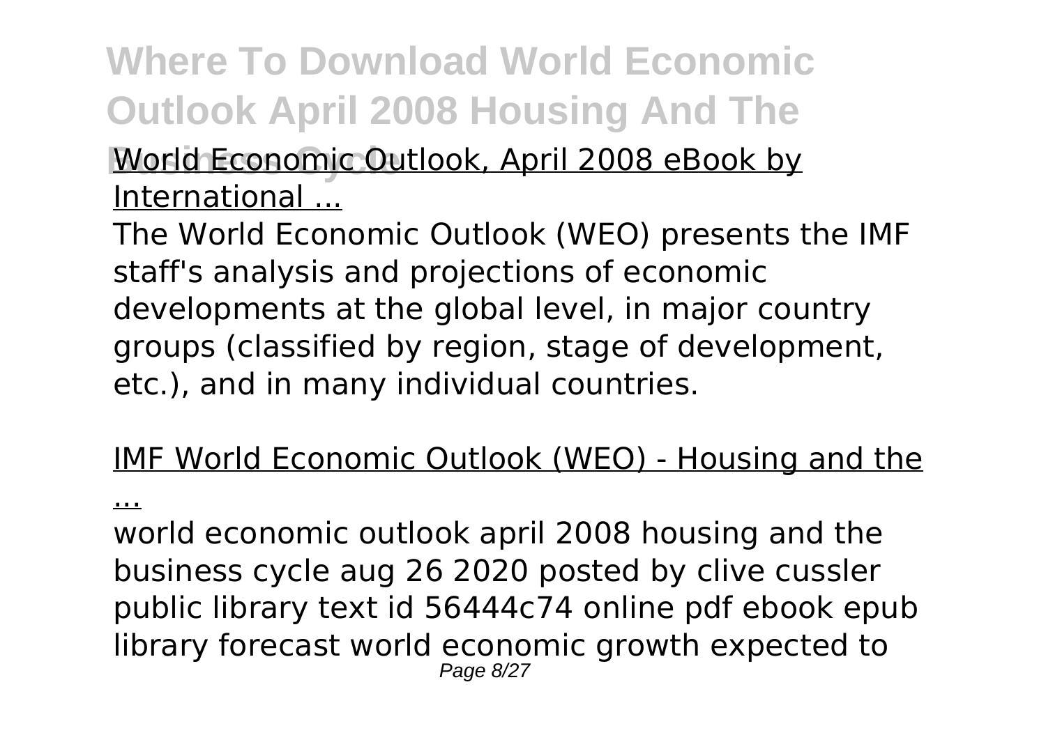World Economic Outlook, April 2008 eBook by International ...

The World Economic Outlook (WEO) presents the IMF staff's analysis and projections of economic developments at the global level, in major country groups (classified by region, stage of development, etc.), and in many individual countries.

IMF World Economic Outlook (WEO) - Housing and the ...

world economic outlook april 2008 housing and the business cycle aug 26 2020 posted by clive cussler public library text id 56444c74 online pdf ebook epub library forecast world economic growth expected to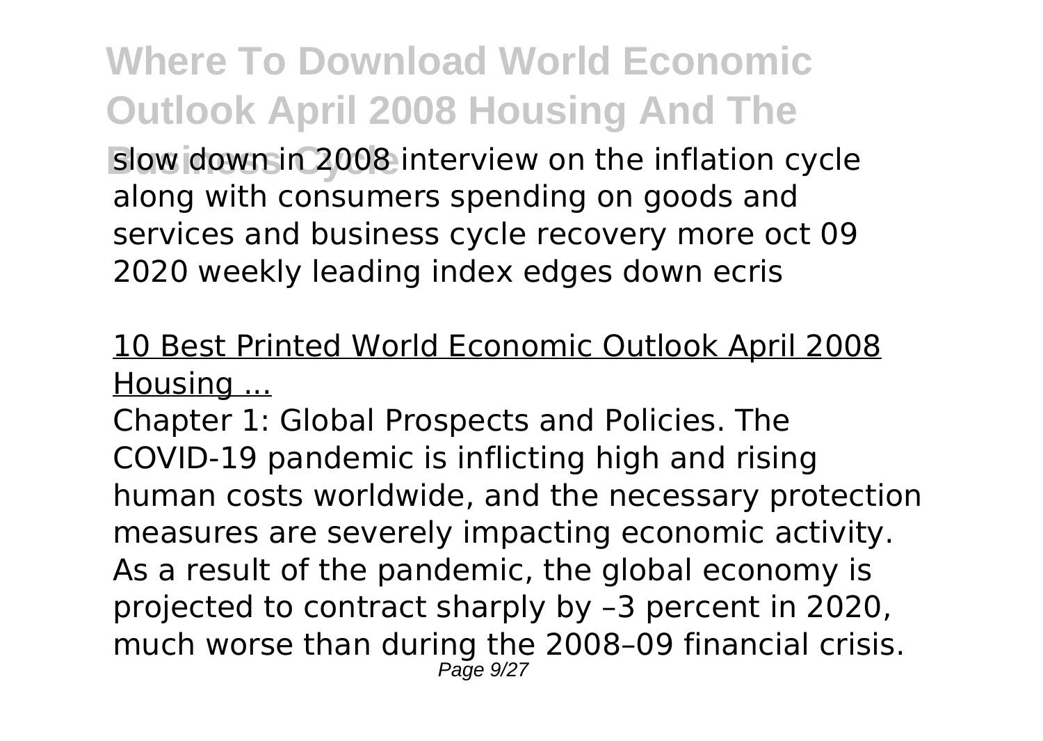slow down in 2008 interview on the inflation cycle along with consumers spending on goods and services and business cycle recovery more oct 09 2020 weekly leading index edges down ecris

## 10 Best Printed World Economic Outlook April 2008 Housing ...

Chapter 1: Global Prospects and Policies. The COVID-19 pandemic is inflicting high and rising human costs worldwide, and the necessary protection measures are severely impacting economic activity. As a result of the pandemic, the global economy is projected to contract sharply by –3 percent in 2020, much worse than during the 2008–09 financial crisis.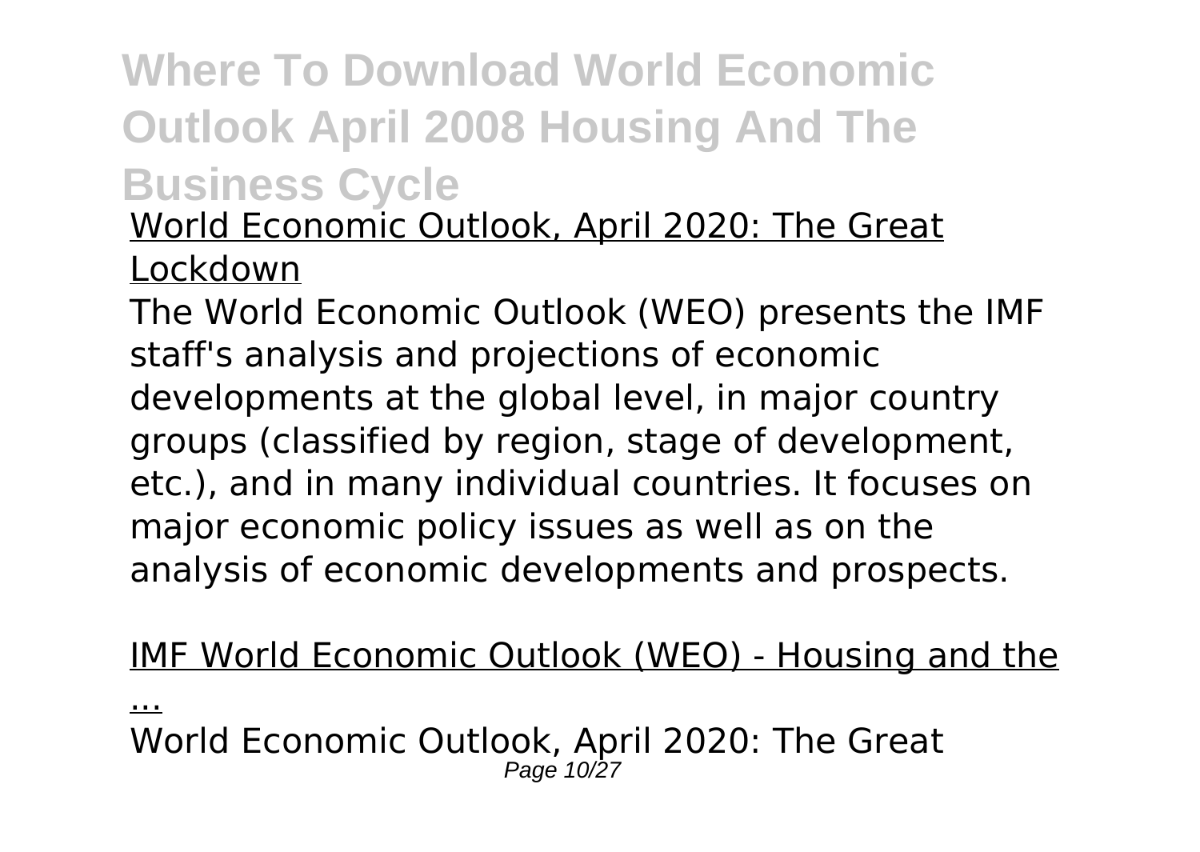# Where To Download World Economic Outlook April 2008 Housing And The Business Cycle

World Economic Outlook, April 2020: The Great Lockdown

The World Economic Outlook (WEO) presents the IMF staff's analysis and projections of economic developments at the global level, in major country groups (classified by region, stage of development, etc.), and in many individual countries. It focuses on major economic policy issues as well as on the analysis of economic developments and prospects.

IMF World Economic Outlook (WEO) - Housing and the ...

World Economic Outlook, April 2020: The Great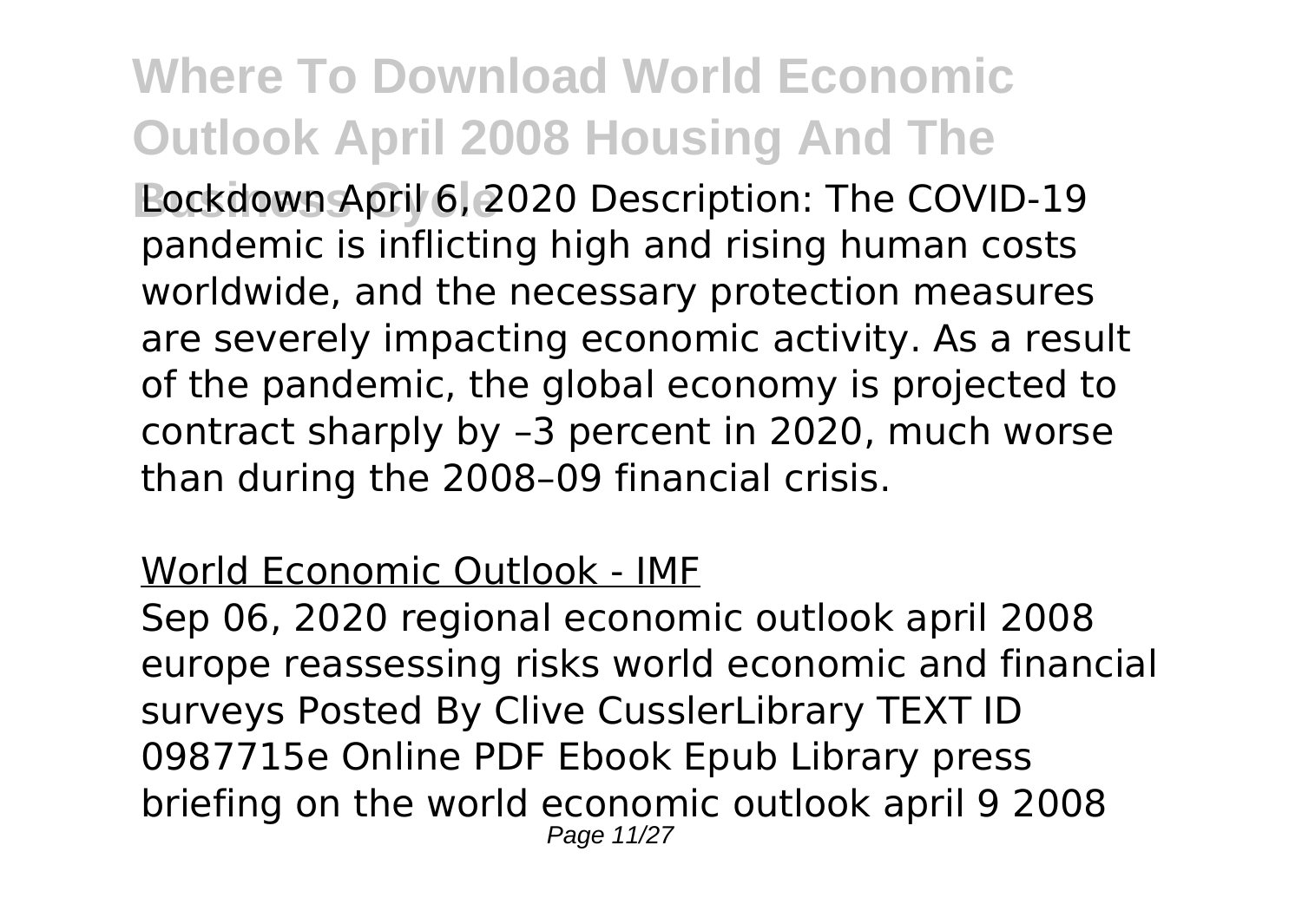Lockdown April 6, 2020 Description: The COVID-19 pandemic is inflicting high and rising human costs worldwide, and the necessary protection measures are severely impacting economic activity. As a result of the pandemic, the global economy is projected to contract sharply by –3 percent in 2020, much worse than during the 2008–09 financial crisis.

## World Economic Outlook - IMF

Sep 06, 2020 regional economic outlook april 2008 europe reassessing risks world economic and financial surveys Posted By Clive CusslerLibrary TEXT ID 0987715e Online PDF Ebook Epub Library press briefing on the world economic outlook april 9 2008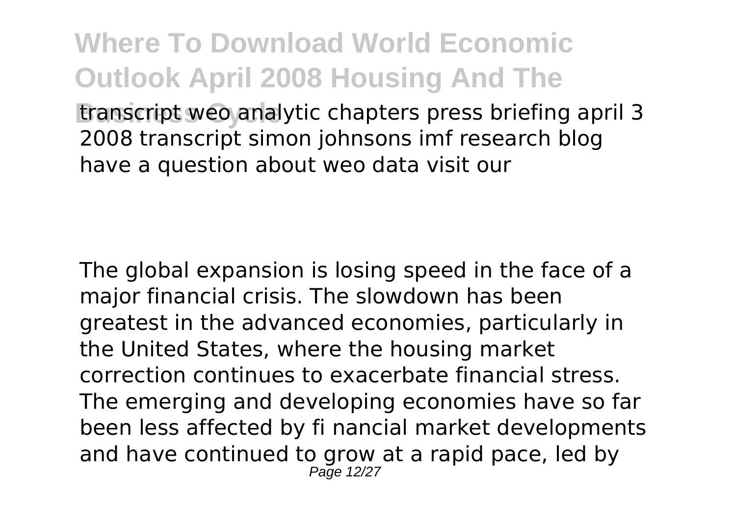transcript weo analytic chapters press briefing april 3 2008 transcript simon johnsons imf research blog have a question about weo data visit our

The global expansion is losing speed in the face of a major financial crisis. The slowdown has been greatest in the advanced economies, particularly in the United States, where the housing market correction continues to exacerbate financial stress. The emerging and developing economies have so far been less affected by fi nancial market developments and have continued to grow at a rapid pace, led by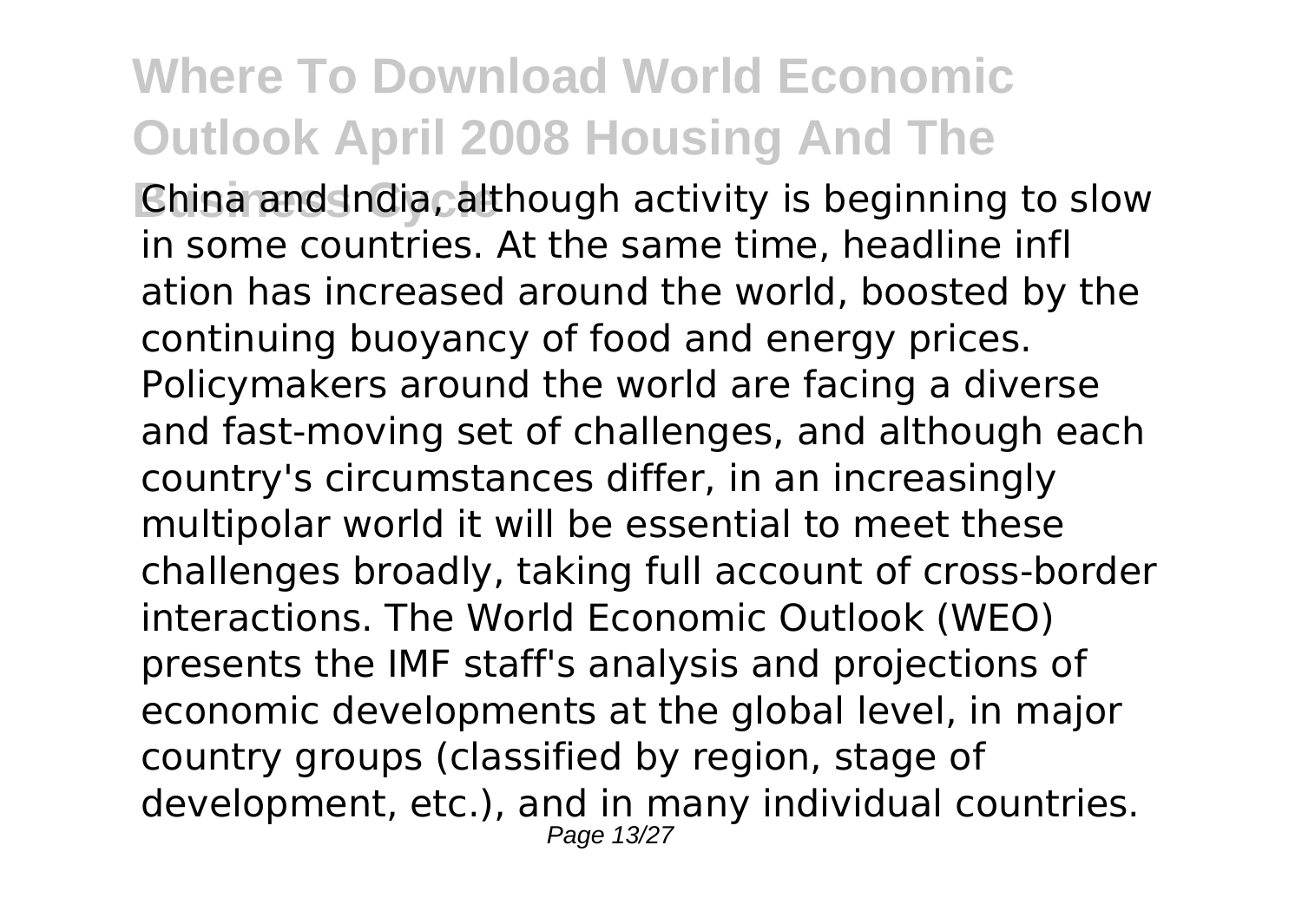China and India, although activity is beginning to slow in some countries. At the same time, headline infl ation has increased around the world, boosted by the continuing buoyancy of food and energy prices. Policymakers around the world are facing a diverse and fast-moving set of challenges, and although each country's circumstances differ, in an increasingly multipolar world it will be essential to meet these challenges broadly, taking full account of cross-border interactions. The World Economic Outlook (WEO) presents the IMF staff's analysis and projections of economic developments at the global level, in major country groups (classified by region, stage of development, etc.), and in many individual countries.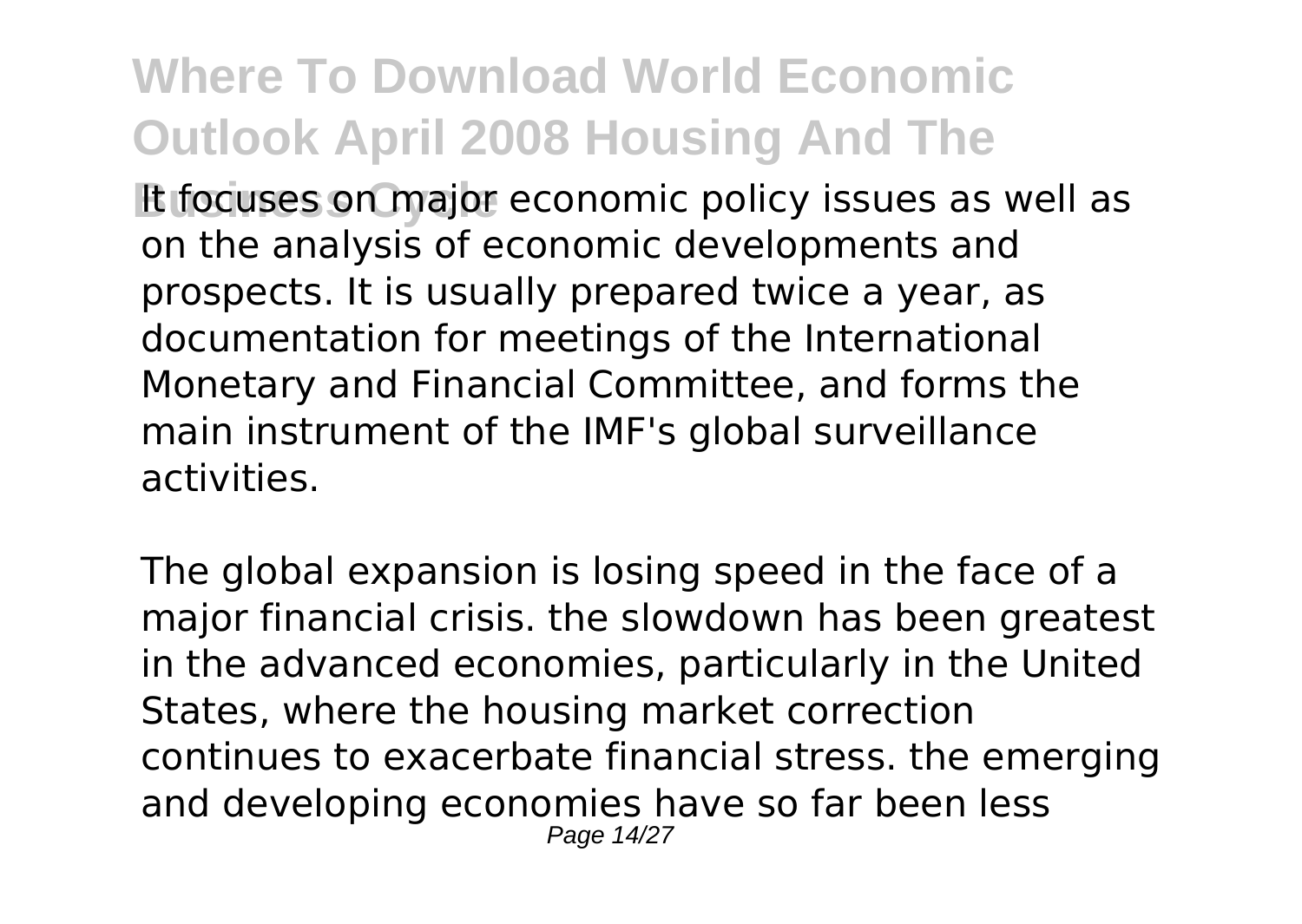It focuses on major economic policy issues as well as on the analysis of economic developments and prospects. It is usually prepared twice a year, as documentation for meetings of the International Monetary and Financial Committee, and forms the main instrument of the IMF's global surveillance activities.

The global expansion is losing speed in the face of a major financial crisis. the slowdown has been greatest in the advanced economies, particularly in the United States, where the housing market correction continues to exacerbate financial stress. the emerging and developing economies have so far been less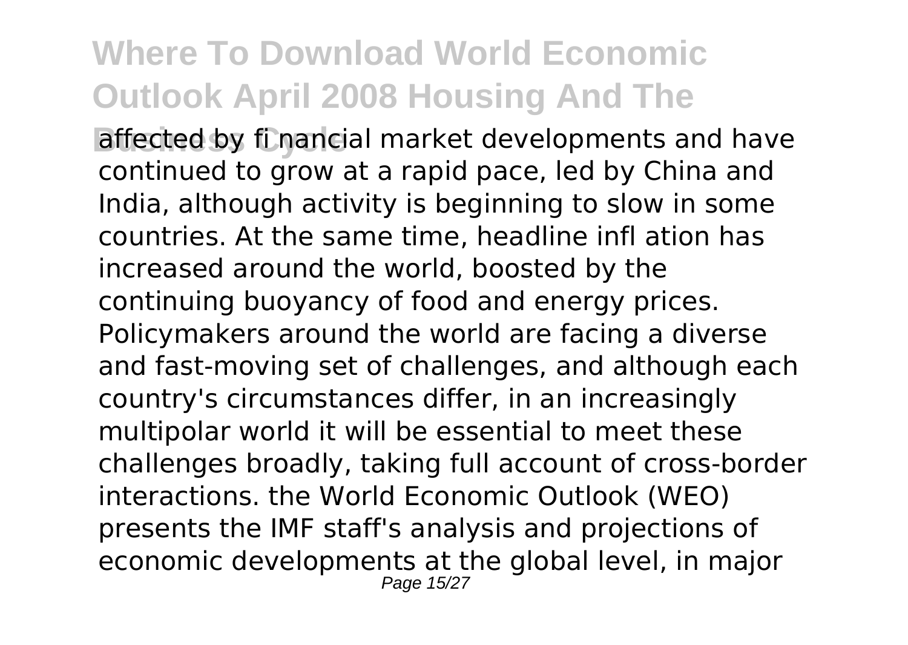affected by fi nancial market developments and have continued to grow at a rapid pace, led by China and India, although activity is beginning to slow in some countries. At the same time, headline infl ation has increased around the world, boosted by the continuing buoyancy of food and energy prices. Policymakers around the world are facing a diverse and fast-moving set of challenges, and although each country's circumstances differ, in an increasingly multipolar world it will be essential to meet these challenges broadly, taking full account of cross-border interactions. the World Economic Outlook (WEO) presents the IMF staff's analysis and projections of economic developments at the global level, in major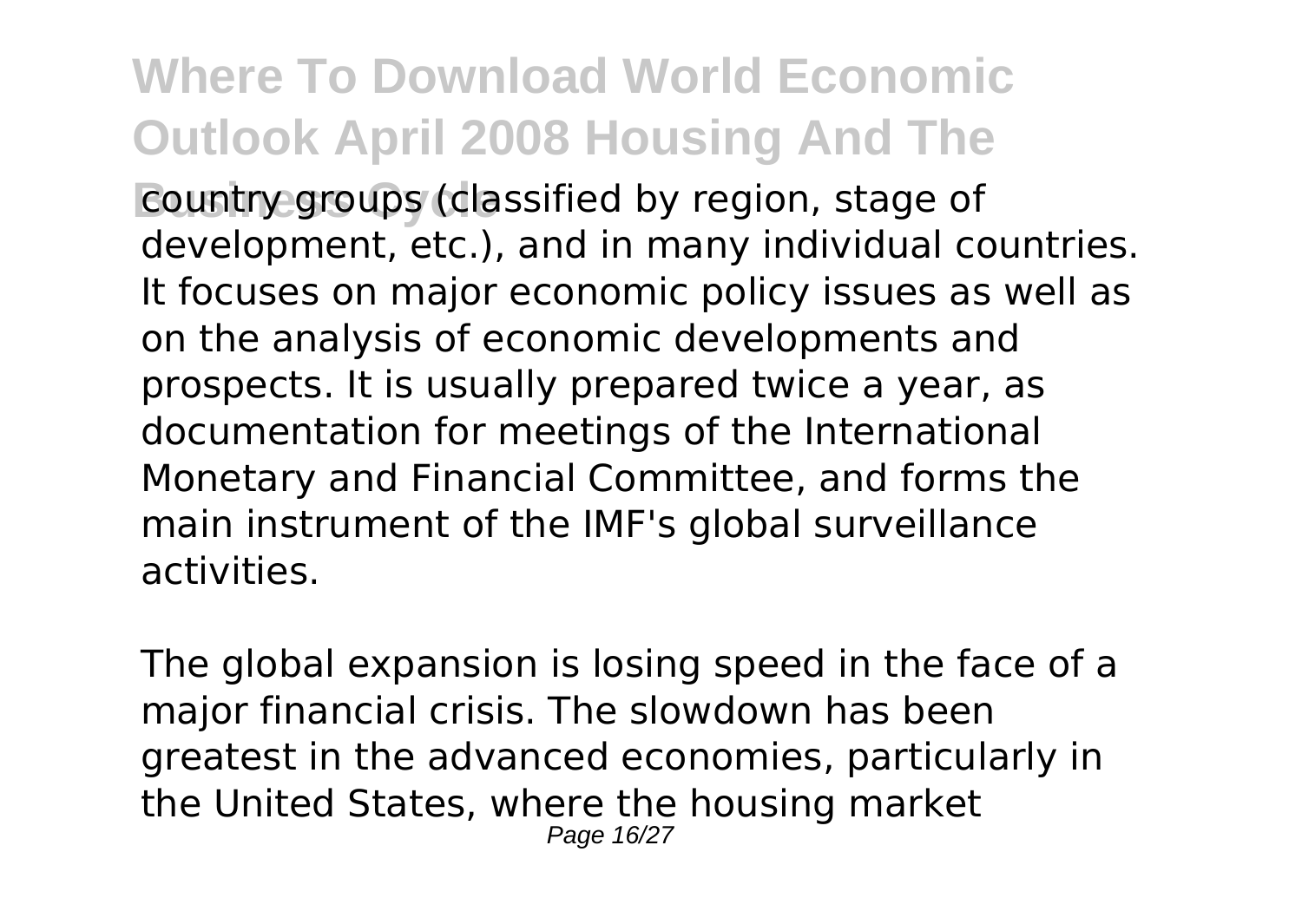country groups (classified by region, stage of development, etc.), and in many individual countries. It focuses on major economic policy issues as well as on the analysis of economic developments and prospects. It is usually prepared twice a year, as documentation for meetings of the International Monetary and Financial Committee, and forms the main instrument of the IMF's global surveillance activities.

The global expansion is losing speed in the face of a major financial crisis. The slowdown has been greatest in the advanced economies, particularly in the United States, where the housing market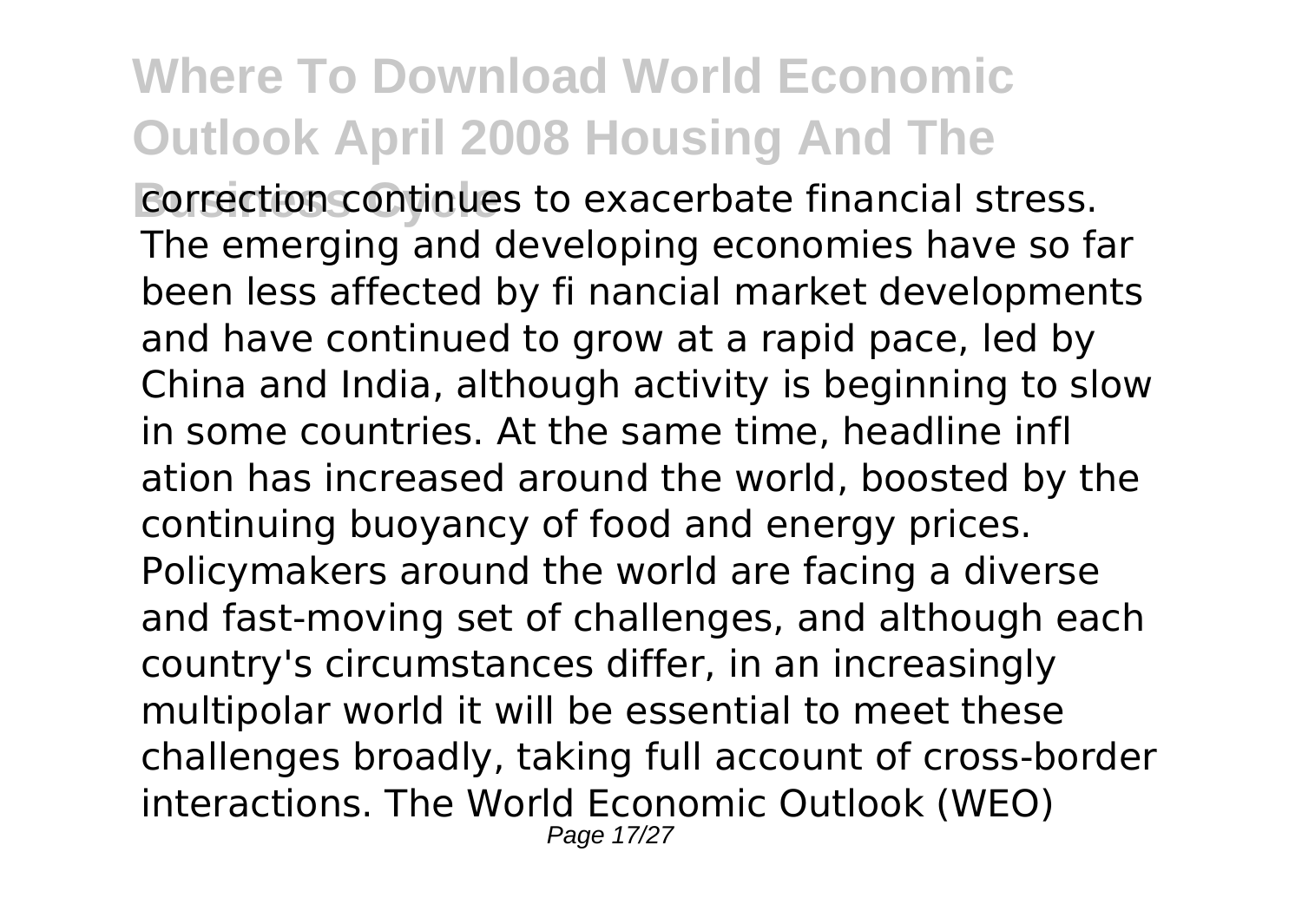correction continues to exacerbate financial stress. The emerging and developing economies have so far been less affected by fi nancial market developments and have continued to grow at a rapid pace, led by China and India, although activity is beginning to slow in some countries. At the same time, headline infl ation has increased around the world, boosted by the continuing buoyancy of food and energy prices. Policymakers around the world are facing a diverse and fast-moving set of challenges, and although each country's circumstances differ, in an increasingly multipolar world it will be essential to meet these challenges broadly, taking full account of cross-border interactions. The World Economic Outlook (WEO)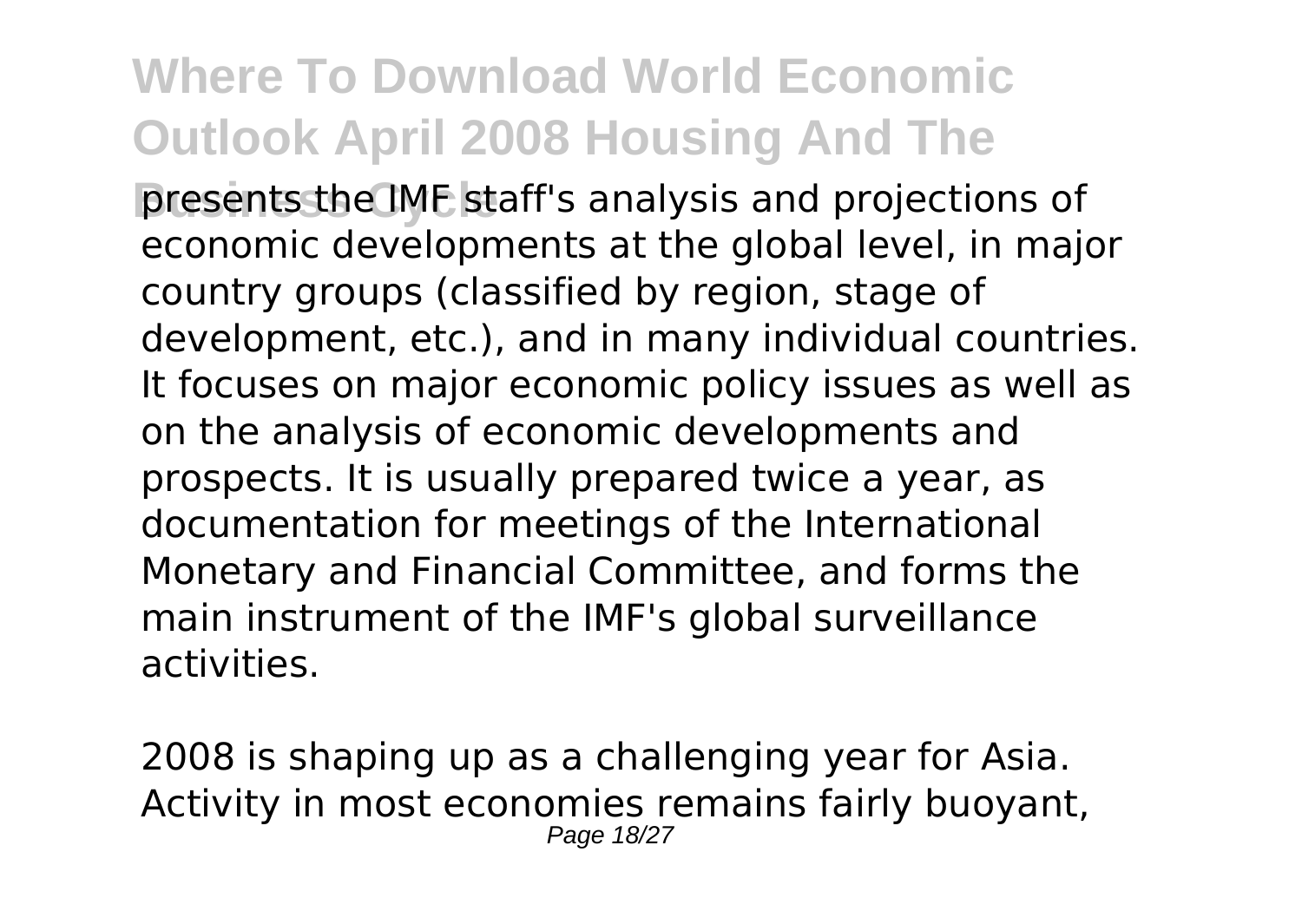presents the IMF staff's analysis and projections of economic developments at the global level, in major country groups (classified by region, stage of development, etc.), and in many individual countries. It focuses on major economic policy issues as well as on the analysis of economic developments and prospects. It is usually prepared twice a year, as documentation for meetings of the International Monetary and Financial Committee, and forms the main instrument of the IMF's global surveillance activities.

2008 is shaping up as a challenging year for Asia. Activity in most economies remains fairly buoyant,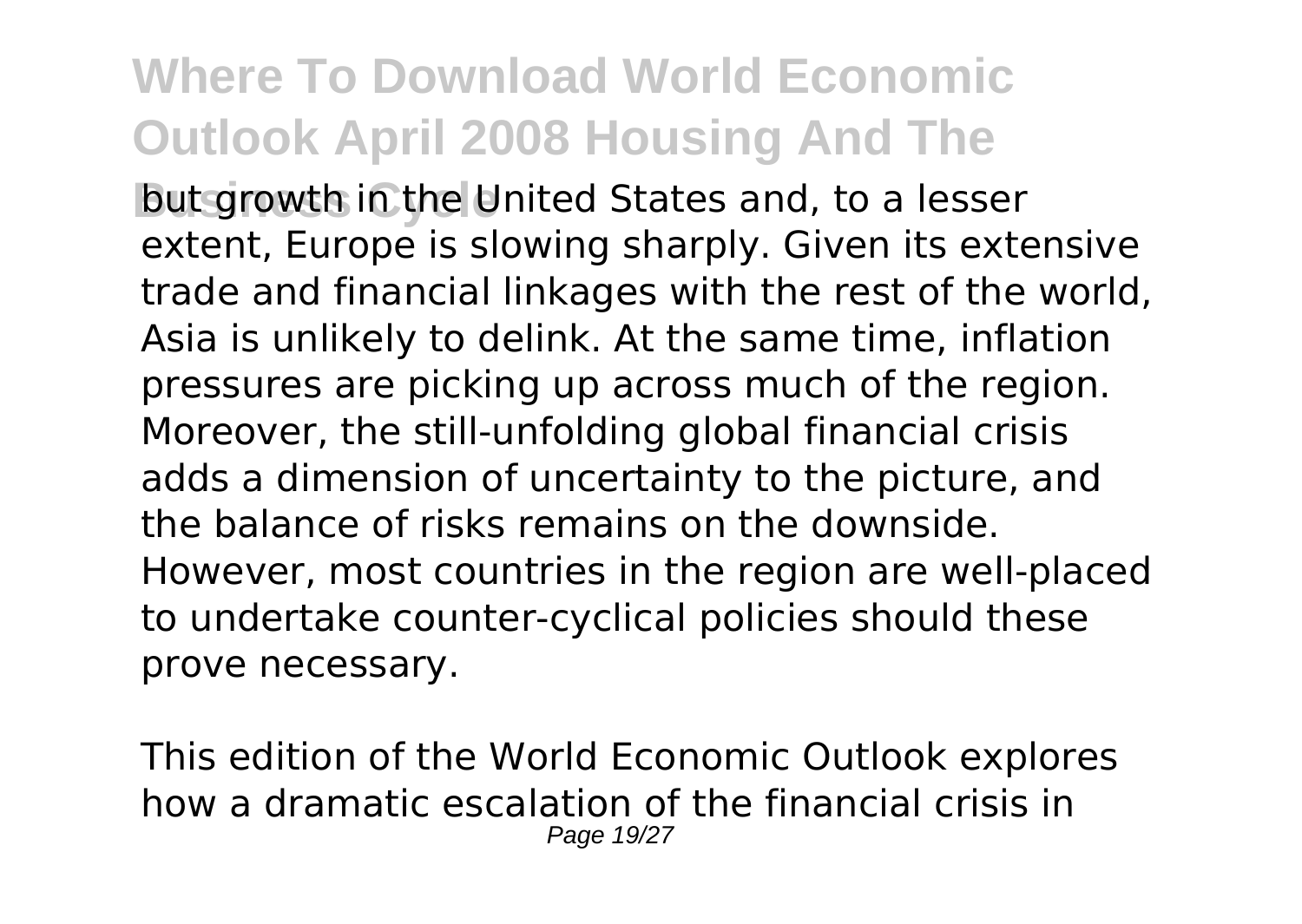but growth in the United States and, to a lesser extent, Europe is slowing sharply. Given its extensive trade and financial linkages with the rest of the world, Asia is unlikely to delink. At the same time, inflation pressures are picking up across much of the region. Moreover, the still-unfolding global financial crisis adds a dimension of uncertainty to the picture, and the balance of risks remains on the downside. However, most countries in the region are well-placed to undertake counter-cyclical policies should these prove necessary.

This edition of the World Economic Outlook explores how a dramatic escalation of the financial crisis in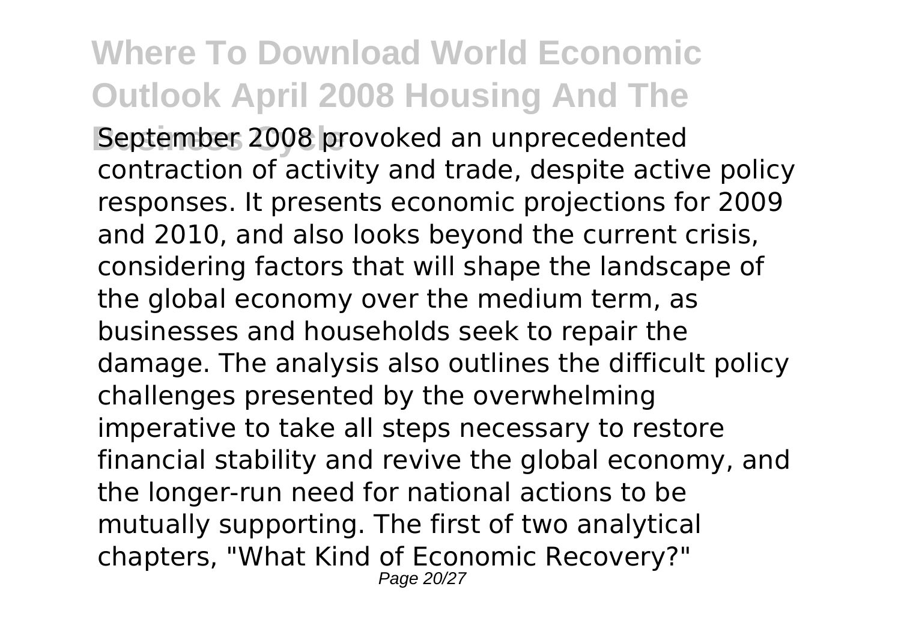September 2008 provoked an unprecedented contraction of activity and trade, despite active policy responses. It presents economic projections for 2009 and 2010, and also looks beyond the current crisis, considering factors that will shape the landscape of the global economy over the medium term, as businesses and households seek to repair the damage. The analysis also outlines the difficult policy challenges presented by the overwhelming imperative to take all steps necessary to restore financial stability and revive the global economy, and the longer-run need for national actions to be mutually supporting. The first of two analytical chapters, "What Kind of Economic Recovery?"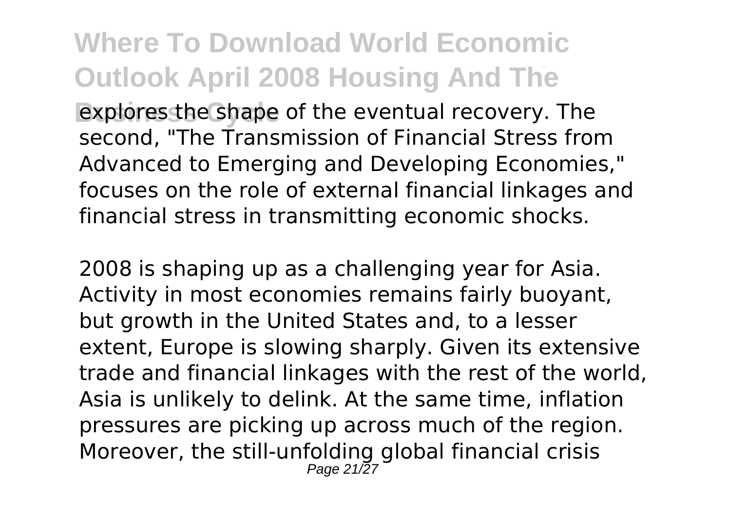explores the shape of the eventual recovery. The second, "The Transmission of Financial Stress from Advanced to Emerging and Developing Economies," focuses on the role of external financial linkages and financial stress in transmitting economic shocks.

2008 is shaping up as a challenging year for Asia. Activity in most economies remains fairly buoyant, but growth in the United States and, to a lesser extent, Europe is slowing sharply. Given its extensive trade and financial linkages with the rest of the world, Asia is unlikely to delink. At the same time, inflation pressures are picking up across much of the region. Moreover, the still-unfolding global financial crisis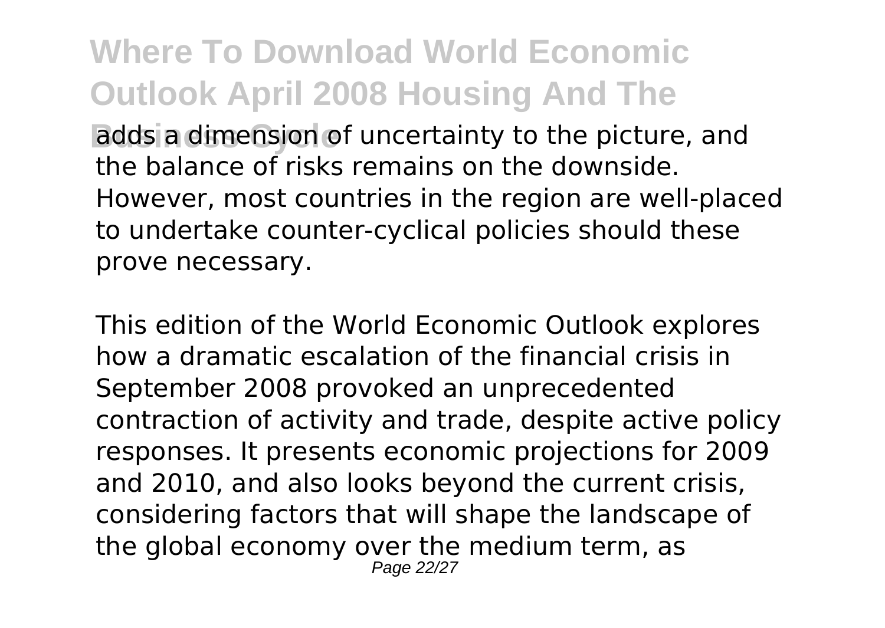adds a dimension of uncertainty to the picture, and the balance of risks remains on the downside. However, most countries in the region are well-placed to undertake counter-cyclical policies should these prove necessary.

This edition of the World Economic Outlook explores how a dramatic escalation of the financial crisis in September 2008 provoked an unprecedented contraction of activity and trade, despite active policy responses. It presents economic projections for 2009 and 2010, and also looks beyond the current crisis, considering factors that will shape the landscape of the global economy over the medium term, as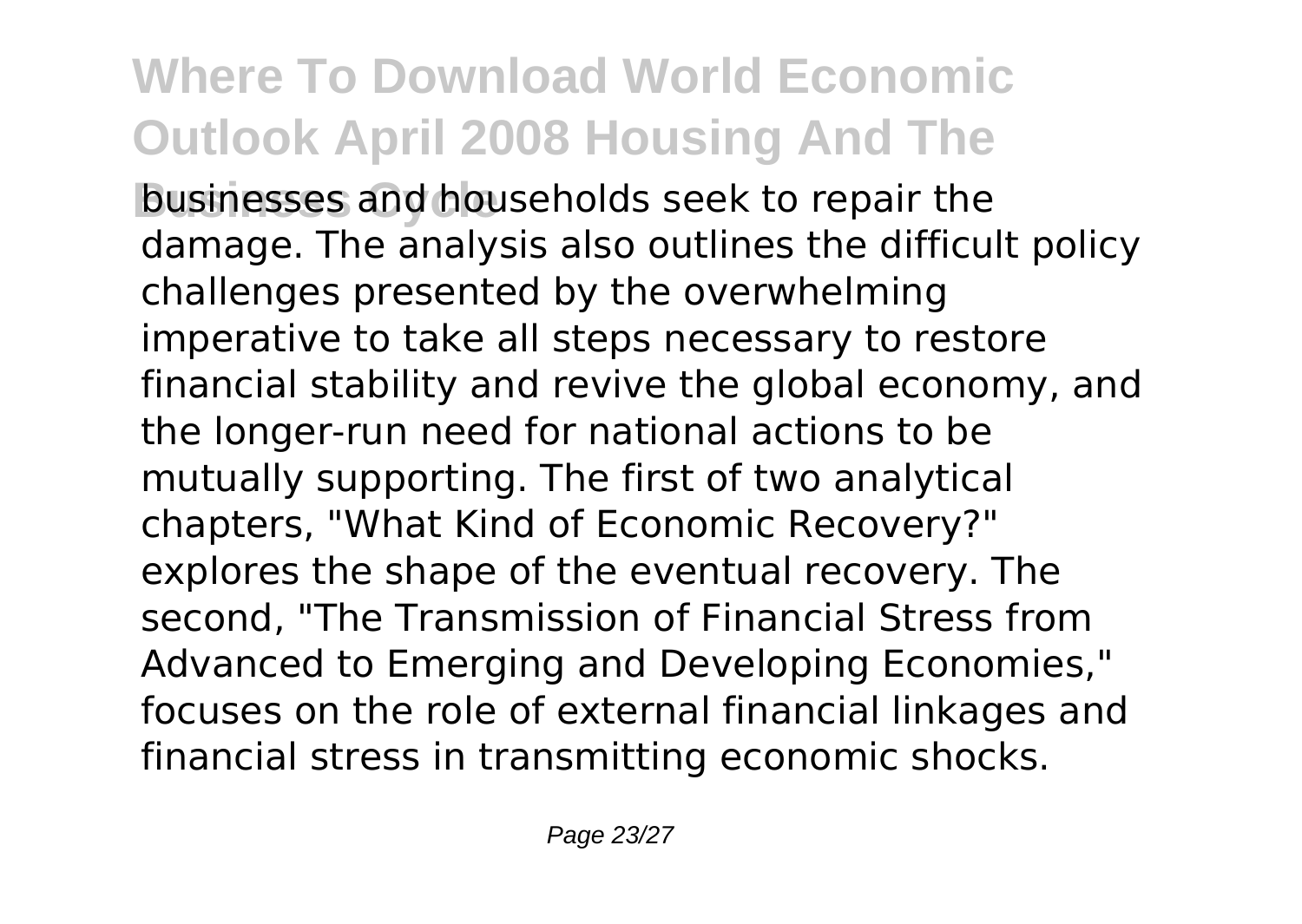businesses and households seek to repair the damage. The analysis also outlines the difficult policy challenges presented by the overwhelming imperative to take all steps necessary to restore financial stability and revive the global economy, and the longer-run need for national actions to be mutually supporting. The first of two analytical chapters, "What Kind of Economic Recovery?" explores the shape of the eventual recovery. The second, "The Transmission of Financial Stress from Advanced to Emerging and Developing Economies," focuses on the role of external financial linkages and financial stress in transmitting economic shocks.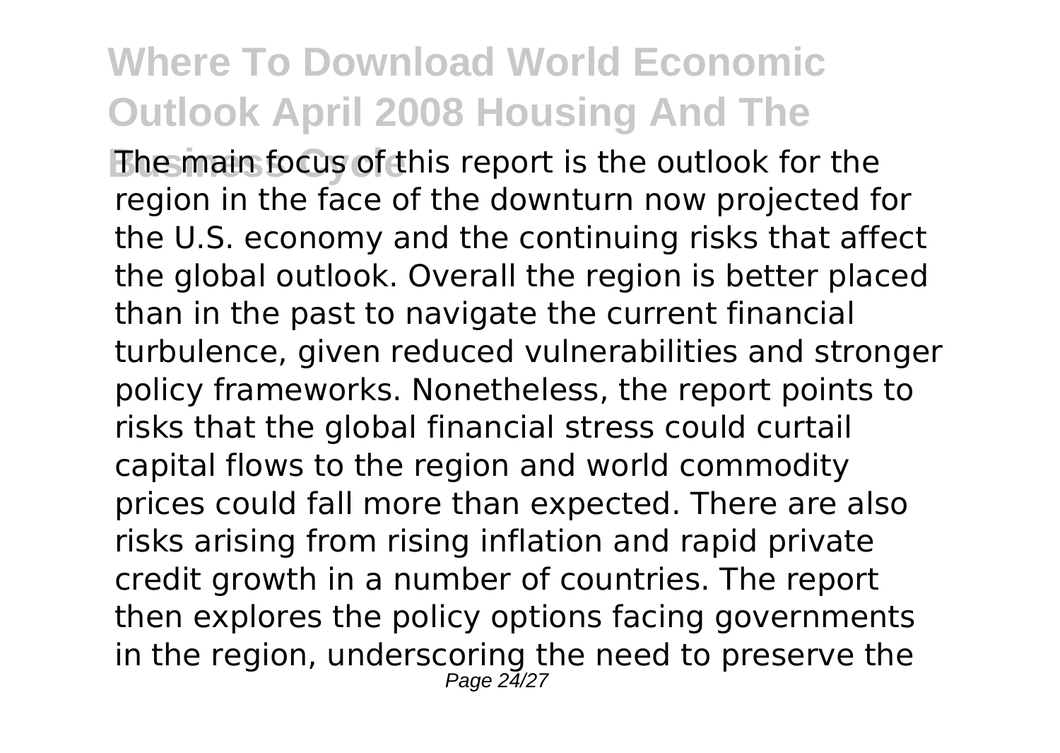The main focus of this report is the outlook for the region in the face of the downturn now projected for the U.S. economy and the continuing risks that affect the global outlook. Overall the region is better placed than in the past to navigate the current financial turbulence, given reduced vulnerabilities and stronger policy frameworks. Nonetheless, the report points to risks that the global financial stress could curtail capital flows to the region and world commodity prices could fall more than expected. There are also risks arising from rising inflation and rapid private credit growth in a number of countries. The report then explores the policy options facing governments in the region, underscoring the need to preserve the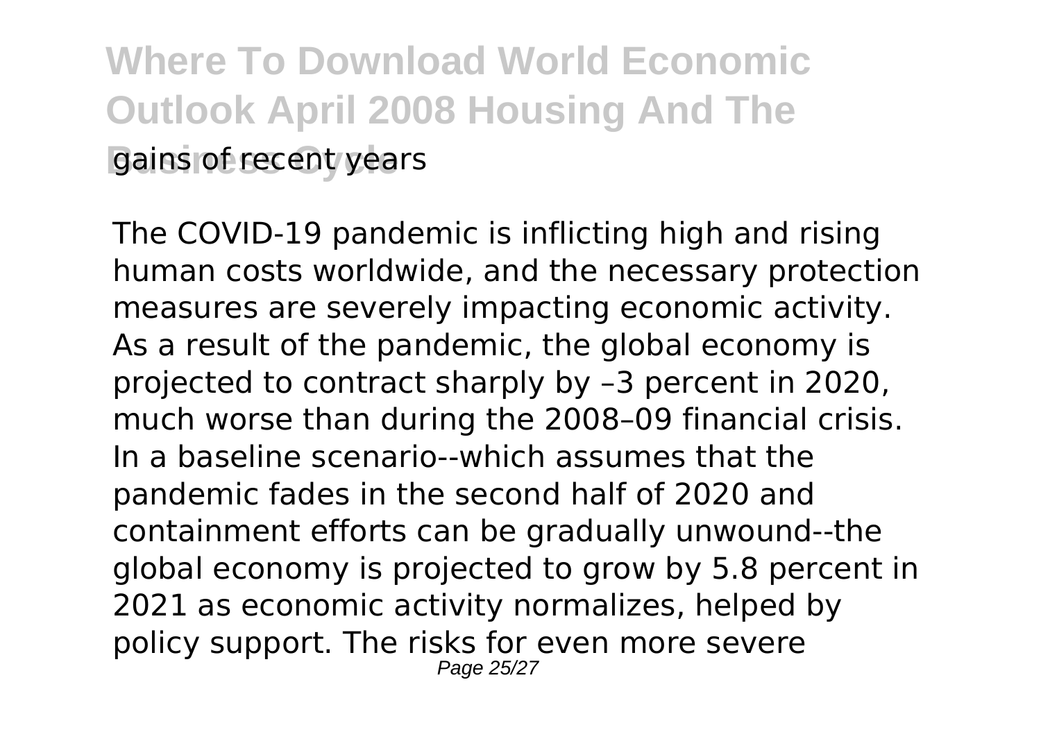gains of recent years

The COVID-19 pandemic is inflicting high and rising human costs worldwide, and the necessary protection measures are severely impacting economic activity. As a result of the pandemic, the global economy is projected to contract sharply by –3 percent in 2020, much worse than during the 2008–09 financial crisis. In a baseline scenario--which assumes that the pandemic fades in the second half of 2020 and containment efforts can be gradually unwound--the global economy is projected to grow by 5.8 percent in 2021 as economic activity normalizes, helped by policy support. The risks for even more severe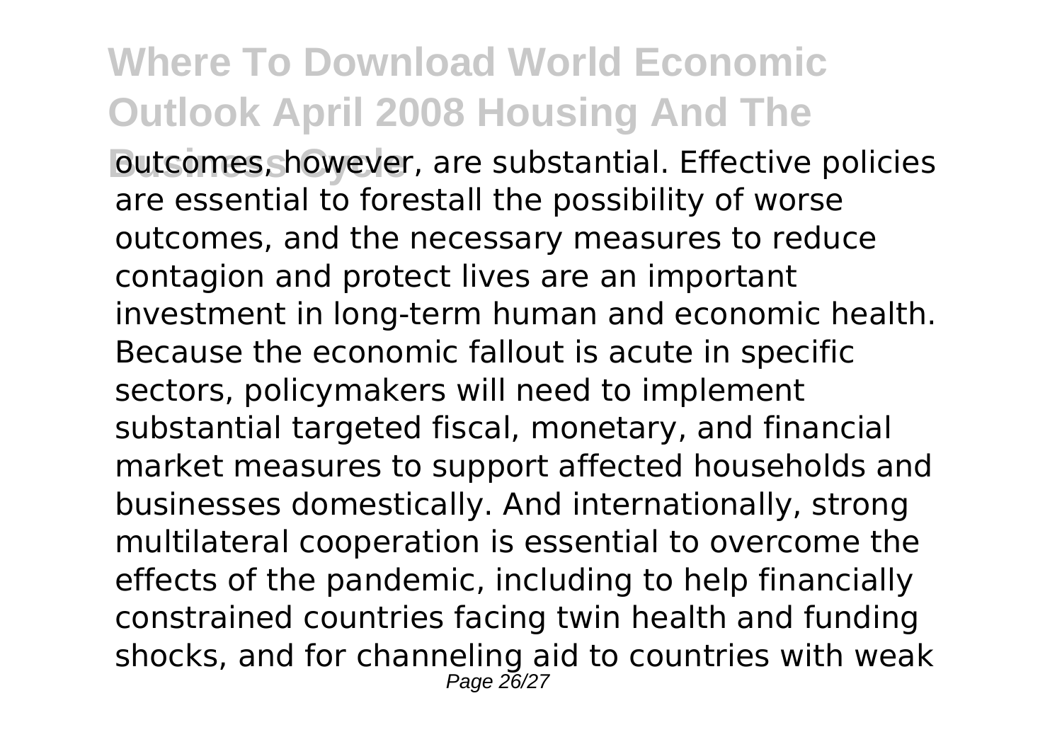outcomes, however, are substantial. Effective policies are essential to forestall the possibility of worse outcomes, and the necessary measures to reduce contagion and protect lives are an important investment in long-term human and economic health. Because the economic fallout is acute in specific sectors, policymakers will need to implement substantial targeted fiscal, monetary, and financial market measures to support affected households and businesses domestically. And internationally, strong multilateral cooperation is essential to overcome the effects of the pandemic, including to help financially constrained countries facing twin health and funding shocks, and for channeling aid to countries with weak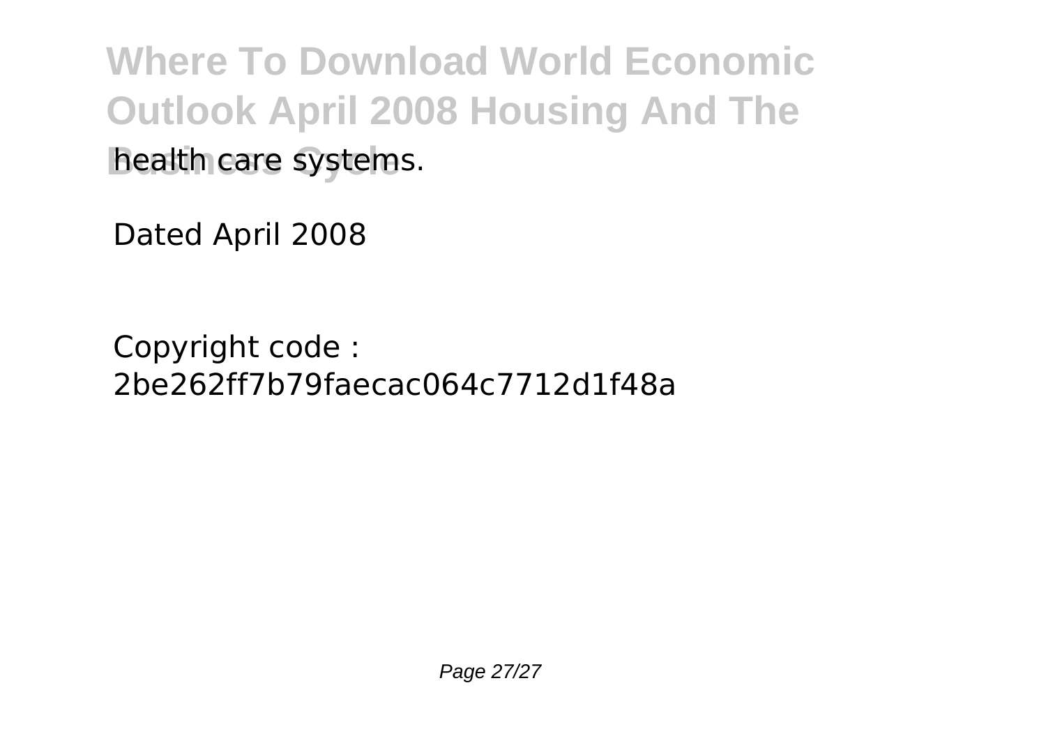health care systems.

Dated April 2008

Copyright code : 2be262ff7b79faecac064c7712d1f48a